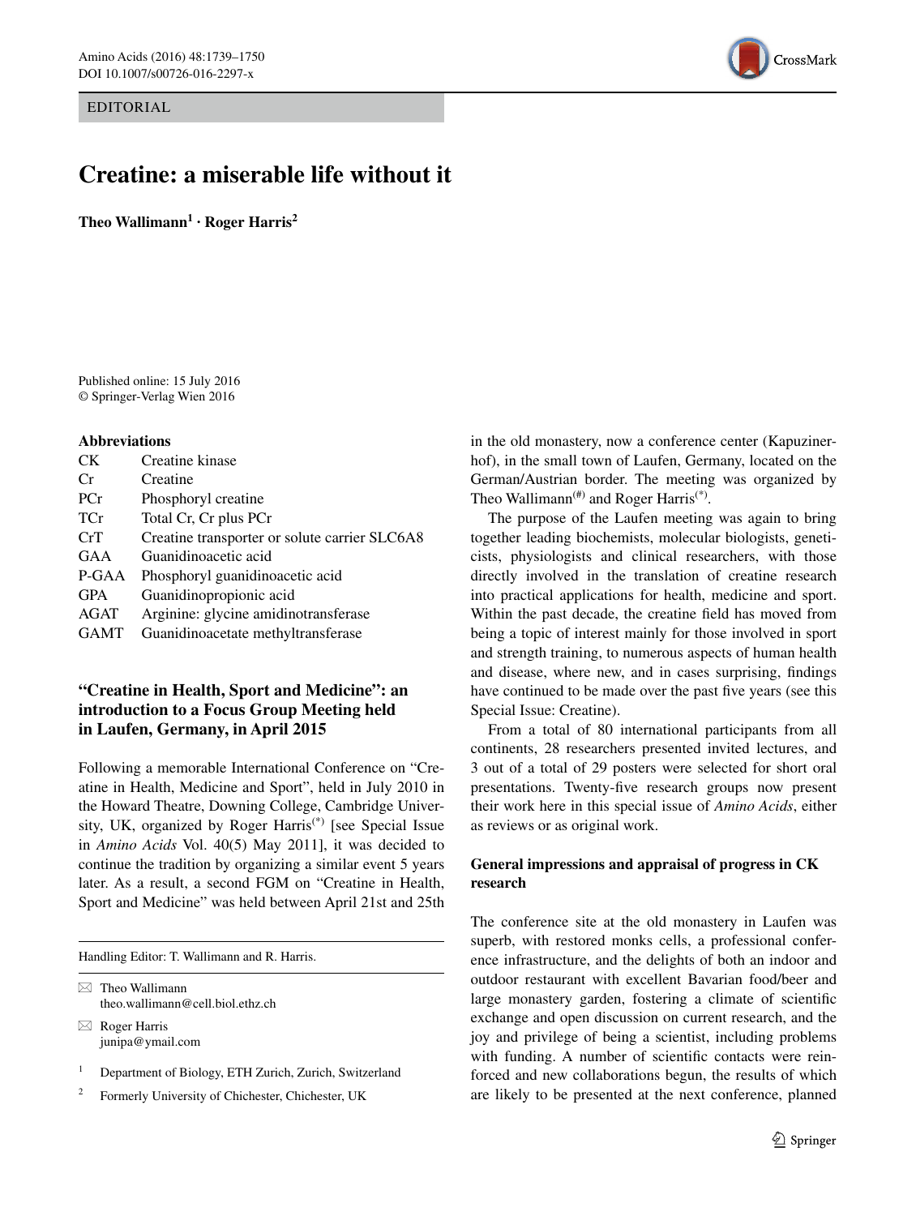EDITORIAL

# Creatine: a miserable life without it

**Theo Wallimann[1] · Roger Harris[2]**

Published online: 15 July 2016
© Springer-Verlag Wien 2016

**Abbreviations**

| | |
|---|---|
| CK | Creatine kinase |
| Cr | Creatine |
| PCr | Phosphoryl creatine |
| TCr | Total Cr, Cr plus PCr |
| CrT | Creatine transporter or solute carrier SLC6A8 |
| GAA | Guanidinoacetic acid |
| P-GAA | Phosphoryl guanidinoacetic acid |
| GPA | Guanidinopropionic acid |
| AGAT | Arginine: glycine amidinotransferase |
| GAMT | Guanidinoacetate methyltransferase |

## "Creatine in Health, Sport and Medicine": an introduction to a Focus Group Meeting held in Laufen, Germany, in April 2015

Following a memorable International Conference on "Creatine in Health, Medicine and Sport", held in July 2010 in the Howard Theatre, Downing College, Cambridge University, UK, organized by Roger Harris[(*)] [see Special Issue in *Amino Acids* Vol. 40(5) May 2011], it was decided to continue the tradition by organizing a similar event 5 years later. As a result, a second FGM on "Creatine in Health, Sport and Medicine" was held between April 21st and 25th in the old monastery, now a conference center (Kapuzinerhof), in the small town of Laufen, Germany, located on the German/Austrian border. The meeting was organized by Theo Wallimann[(#)] and Roger Harris[(*)].

The purpose of the Laufen meeting was again to bring together leading biochemists, molecular biologists, geneticists, physiologists and clinical researchers, with those directly involved in the translation of creatine research into practical applications for health, medicine and sport. Within the past decade, the creatine field has moved from being a topic of interest mainly for those involved in sport and strength training, to numerous aspects of human health and disease, where new, and in cases surprising, findings have continued to be made over the past five years (see this Special Issue: Creatine).

From a total of 80 international participants from all continents, 28 researchers presented invited lectures, and 3 out of a total of 29 posters were selected for short oral presentations. Twenty-five research groups now present their work here in this special issue of *Amino Acids*, either as reviews or as original work.

### General impressions and appraisal of progress in CK research

The conference site at the old monastery in Laufen was superb, with restored monks cells, a professional conference infrastructure, and the delights of both an indoor and outdoor restaurant with excellent Bavarian food/beer and large monastery garden, fostering a climate of scientific exchange and open discussion on current research, and the joy and privilege of being a scientist, including problems with funding. A number of scientific contacts were reinforced and new collaborations begun, the results of which are likely to be presented at the next conference, planned

---

Handling Editor: T. Wallimann and R. Harris.

✉ Theo Wallimann
theo.wallimann@cell.biol.ethz.ch

✉ Roger Harris
junipa@ymail.com

[1] Department of Biology, ETH Zurich, Zurich, Switzerland

[2] Formerly University of Chichester, Chichester, UK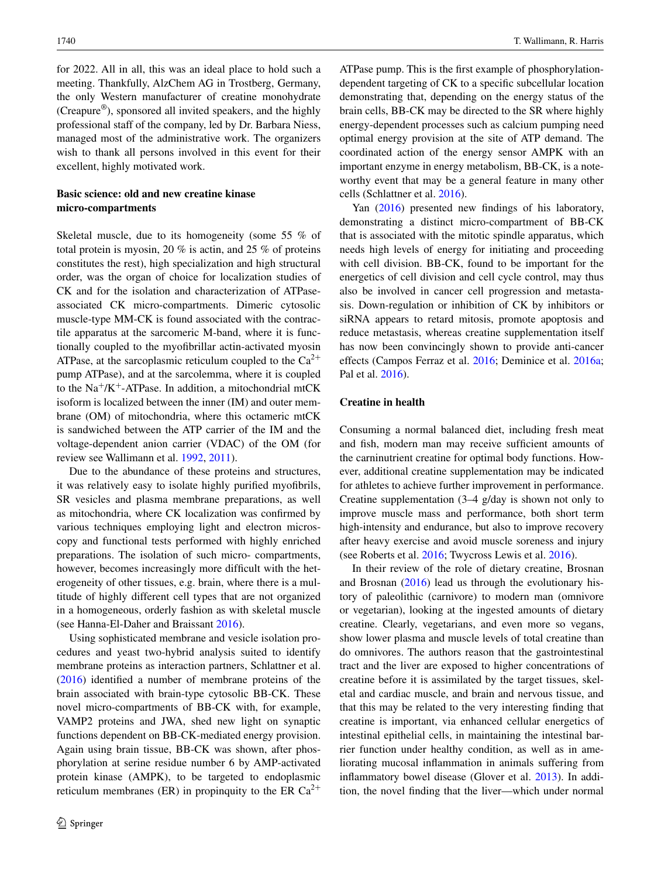for 2022. All in all, this was an ideal place to hold such a meeting. Thankfully, AlzChem AG in Trostberg, Germany, the only Western manufacturer of creatine monohydrate (Creapure®), sponsored all invited speakers, and the highly professional staff of the company, led by Dr. Barbara Niess, managed most of the administrative work. The organizers wish to thank all persons involved in this event for their excellent, highly motivated work.

## Basic science: old and new creatine kinase micro-compartments

Skeletal muscle, due to its homogeneity (some 55 % of total protein is myosin, 20 % is actin, and 25 % of proteins constitutes the rest), high specialization and high structural order, was the organ of choice for localization studies of CK and for the isolation and characterization of ATPase-associated CK micro-compartments. Dimeric cytosolic muscle-type MM-CK is found associated with the contractile apparatus at the sarcomeric M-band, where it is functionally coupled to the myofibrillar actin-activated myosin ATPase, at the sarcoplasmic reticulum coupled to the $Ca^{2+}$ pump ATPase), and at the sarcolemma, where it is coupled to the $Na^{+}/K^{+}$-ATPase. In addition, a mitochondrial mtCK isoform is localized between the inner (IM) and outer membrane (OM) of mitochondria, where this octameric mtCK is sandwiched between the ATP carrier of the IM and the voltage-dependent anion carrier (VDAC) of the OM (for review see Wallimann et al. 1992, 2011).

Due to the abundance of these proteins and structures, it was relatively easy to isolate highly purified myofibrils, SR vesicles and plasma membrane preparations, as well as mitochondria, where CK localization was confirmed by various techniques employing light and electron microscopy and functional tests performed with highly enriched preparations. The isolation of such micro- compartments, however, becomes increasingly more difficult with the heterogeneity of other tissues, e.g. brain, where there is a multitude of highly different cell types that are not organized in a homogeneous, orderly fashion as with skeletal muscle (see Hanna-El-Daher and Braissant 2016).

Using sophisticated membrane and vesicle isolation procedures and yeast two-hybrid analysis suited to identify membrane proteins as interaction partners, Schlattner et al. (2016) identified a number of membrane proteins of the brain associated with brain-type cytosolic BB-CK. These novel micro-compartments of BB-CK with, for example, VAMP2 proteins and JWA, shed new light on synaptic functions dependent on BB-CK-mediated energy provision. Again using brain tissue, BB-CK was shown, after phosphorylation at serine residue number 6 by AMP-activated protein kinase (AMPK), to be targeted to endoplasmic reticulum membranes (ER) in propinquity to the ER $Ca^{2+}$ ATPase pump. This is the first example of phosphorylation-dependent targeting of CK to a specific subcellular location demonstrating that, depending on the energy status of the brain cells, BB-CK may be directed to the SR where highly energy-dependent processes such as calcium pumping need optimal energy provision at the site of ATP demand. The coordinated action of the energy sensor AMPK with an important enzyme in energy metabolism, BB-CK, is a noteworthy event that may be a general feature in many other cells (Schlattner et al. 2016).

Yan (2016) presented new findings of his laboratory, demonstrating a distinct micro-compartment of BB-CK that is associated with the mitotic spindle apparatus, which needs high levels of energy for initiating and proceeding with cell division. BB-CK, found to be important for the energetics of cell division and cell cycle control, may thus also be involved in cancer cell progression and metastasis. Down-regulation or inhibition of CK by inhibitors or siRNA appears to retard mitosis, promote apoptosis and reduce metastasis, whereas creatine supplementation itself has now been convincingly shown to provide anti-cancer effects (Campos Ferraz et al. 2016; Deminice et al. 2016a; Pal et al. 2016).

## Creatine in health

Consuming a normal balanced diet, including fresh meat and fish, modern man may receive sufficient amounts of the carninutrient creatine for optimal body functions. However, additional creatine supplementation may be indicated for athletes to achieve further improvement in performance. Creatine supplementation (3–4 g/day is shown not only to improve muscle mass and performance, both short term high-intensity and endurance, but also to improve recovery after heavy exercise and avoid muscle soreness and injury (see Roberts et al. 2016; Twycross Lewis et al. 2016).

In their review of the role of dietary creatine, Brosnan and Brosnan (2016) lead us through the evolutionary history of paleolithic (carnivore) to modern man (omnivore or vegetarian), looking at the ingested amounts of dietary creatine. Clearly, vegetarians, and even more so vegans, show lower plasma and muscle levels of total creatine than do omnivores. The authors reason that the gastrointestinal tract and the liver are exposed to higher concentrations of creatine before it is assimilated by the target tissues, skeletal and cardiac muscle, and brain and nervous tissue, and that this may be related to the very interesting finding that creatine is important, via enhanced cellular energetics of intestinal epithelial cells, in maintaining the intestinal barrier function under healthy condition, as well as in ameliorating mucosal inflammation in animals suffering from inflammatory bowel disease (Glover et al. 2013). In addition, the novel finding that the liver—which under normal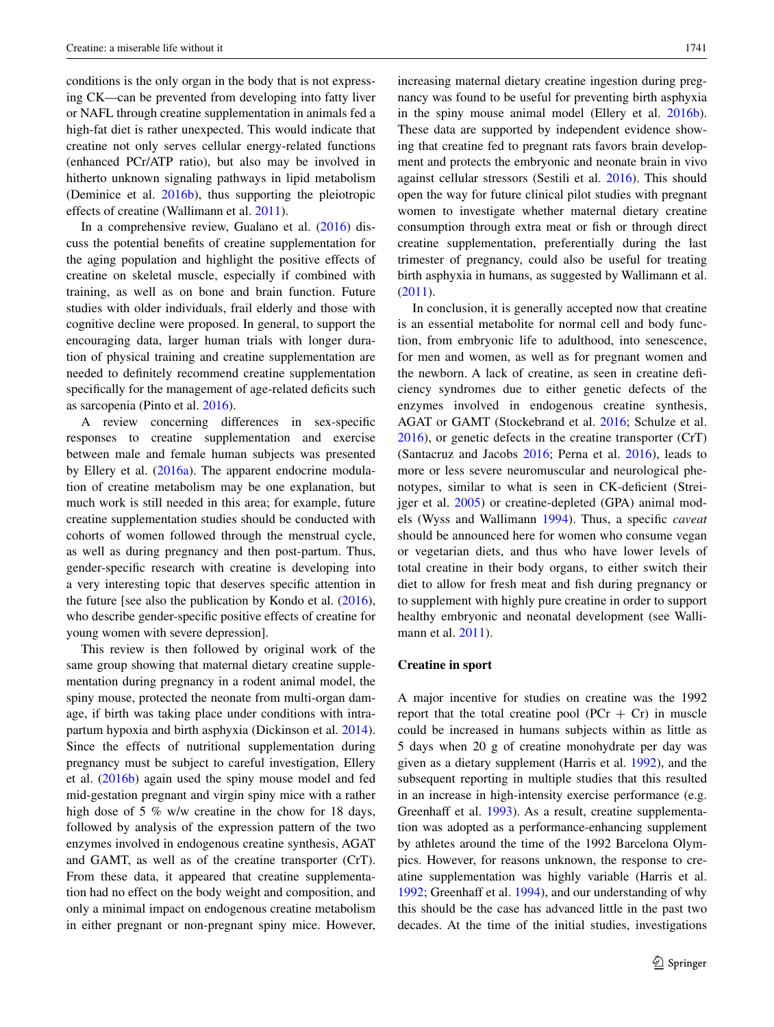conditions is the only organ in the body that is not expressing CK—can be prevented from developing into fatty liver or NAFL through creatine supplementation in animals fed a high-fat diet is rather unexpected. This would indicate that creatine not only serves cellular energy-related functions (enhanced PCr/ATP ratio), but also may be involved in hitherto unknown signaling pathways in lipid metabolism (Deminice et al. 2016b), thus supporting the pleiotropic effects of creatine (Wallimann et al. 2011).

In a comprehensive review, Gualano et al. (2016) discuss the potential benefits of creatine supplementation for the aging population and highlight the positive effects of creatine on skeletal muscle, especially if combined with training, as well as on bone and brain function. Future studies with older individuals, frail elderly and those with cognitive decline were proposed. In general, to support the encouraging data, larger human trials with longer duration of physical training and creatine supplementation are needed to definitely recommend creatine supplementation specifically for the management of age-related deficits such as sarcopenia (Pinto et al. 2016).

A review concerning differences in sex-specific responses to creatine supplementation and exercise between male and female human subjects was presented by Ellery et al. (2016a). The apparent endocrine modulation of creatine metabolism may be one explanation, but much work is still needed in this area; for example, future creatine supplementation studies should be conducted with cohorts of women followed through the menstrual cycle, as well as during pregnancy and then post-partum. Thus, gender-specific research with creatine is developing into a very interesting topic that deserves specific attention in the future [see also the publication by Kondo et al. (2016), who describe gender-specific positive effects of creatine for young women with severe depression].

This review is then followed by original work of the same group showing that maternal dietary creatine supplementation during pregnancy in a rodent animal model, the spiny mouse, protected the neonate from multi-organ damage, if birth was taking place under conditions with intrapartum hypoxia and birth asphyxia (Dickinson et al. 2014). Since the effects of nutritional supplementation during pregnancy must be subject to careful investigation, Ellery et al. (2016b) again used the spiny mouse model and fed mid-gestation pregnant and virgin spiny mice with a rather high dose of 5 % w/w creatine in the chow for 18 days, followed by analysis of the expression pattern of the two enzymes involved in endogenous creatine synthesis, AGAT and GAMT, as well as of the creatine transporter (CrT). From these data, it appeared that creatine supplementation had no effect on the body weight and composition, and only a minimal impact on endogenous creatine metabolism in either pregnant or non-pregnant spiny mice. However, increasing maternal dietary creatine ingestion during pregnancy was found to be useful for preventing birth asphyxia in the spiny mouse animal model (Ellery et al. 2016b). These data are supported by independent evidence showing that creatine fed to pregnant rats favors brain development and protects the embryonic and neonate brain in vivo against cellular stressors (Sestili et al. 2016). This should open the way for future clinical pilot studies with pregnant women to investigate whether maternal dietary creatine consumption through extra meat or fish or through direct creatine supplementation, preferentially during the last trimester of pregnancy, could also be useful for treating birth asphyxia in humans, as suggested by Wallimann et al. (2011).

In conclusion, it is generally accepted now that creatine is an essential metabolite for normal cell and body function, from embryonic life to adulthood, into senescence, for men and women, as well as for pregnant women and the newborn. A lack of creatine, as seen in creatine deficiency syndromes due to either genetic defects of the enzymes involved in endogenous creatine synthesis, AGAT or GAMT (Stockebrand et al. 2016; Schulze et al. 2016), or genetic defects in the creatine transporter (CrT) (Santacruz and Jacobs 2016; Perna et al. 2016), leads to more or less severe neuromuscular and neurological phenotypes, similar to what is seen in CK-deficient (Streijger et al. 2005) or creatine-depleted (GPA) animal models (Wyss and Wallimann 1994). Thus, a specific *caveat* should be announced here for women who consume vegan or vegetarian diets, and thus who have lower levels of total creatine in their body organs, to either switch their diet to allow for fresh meat and fish during pregnancy or to supplement with highly pure creatine in order to support healthy embryonic and neonatal development (see Wallimann et al. 2011).

## Creatine in sport

A major incentive for studies on creatine was the 1992 report that the total creatine pool (PCr + Cr) in muscle could be increased in humans subjects within as little as 5 days when 20 g of creatine monohydrate per day was given as a dietary supplement (Harris et al. 1992), and the subsequent reporting in multiple studies that this resulted in an increase in high-intensity exercise performance (e.g. Greenhaff et al. 1993). As a result, creatine supplementation was adopted as a performance-enhancing supplement by athletes around the time of the 1992 Barcelona Olympics. However, for reasons unknown, the response to creatine supplementation was highly variable (Harris et al. 1992; Greenhaff et al. 1994), and our understanding of why this should be the case has advanced little in the past two decades. At the time of the initial studies, investigations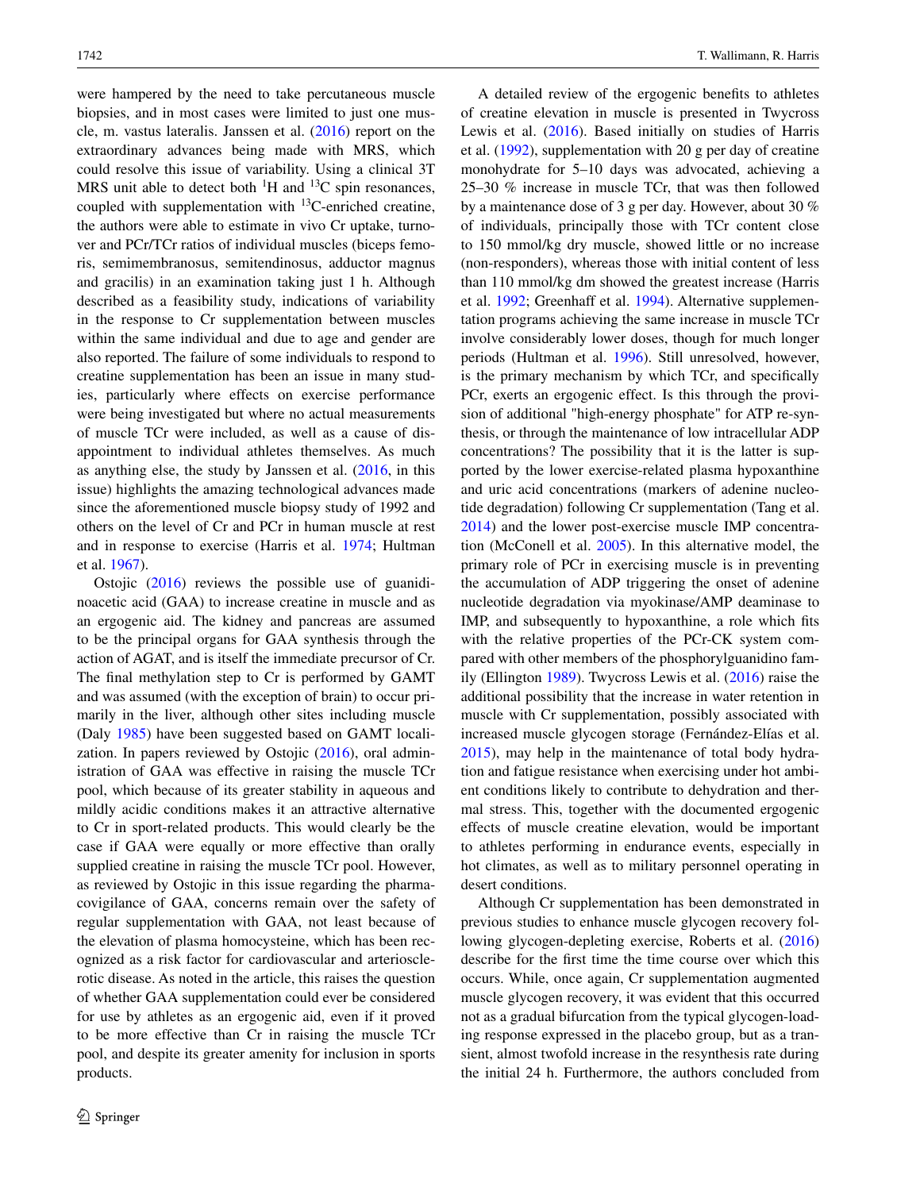were hampered by the need to take percutaneous muscle biopsies, and in most cases were limited to just one muscle, m. vastus lateralis. Janssen et al. (2016) report on the extraordinary advances being made with MRS, which could resolve this issue of variability. Using a clinical 3T MRS unit able to detect both $^{1}$H and $^{13}$C spin resonances, coupled with supplementation with $^{13}$C-enriched creatine, the authors were able to estimate in vivo Cr uptake, turnover and PCr/TCr ratios of individual muscles (biceps femoris, semimembranosus, semitendinosus, adductor magnus and gracilis) in an examination taking just 1 h. Although described as a feasibility study, indications of variability in the response to Cr supplementation between muscles within the same individual and due to age and gender are also reported. The failure of some individuals to respond to creatine supplementation has been an issue in many studies, particularly where effects on exercise performance were being investigated but where no actual measurements of muscle TCr were included, as well as a cause of disappointment to individual athletes themselves. As much as anything else, the study by Janssen et al. (2016, in this issue) highlights the amazing technological advances made since the aforementioned muscle biopsy study of 1992 and others on the level of Cr and PCr in human muscle at rest and in response to exercise (Harris et al. 1974; Hultman et al. 1967).

Ostojic (2016) reviews the possible use of guanidinoacetic acid (GAA) to increase creatine in muscle and as an ergogenic aid. The kidney and pancreas are assumed to be the principal organs for GAA synthesis through the action of AGAT, and is itself the immediate precursor of Cr. The final methylation step to Cr is performed by GAMT and was assumed (with the exception of brain) to occur primarily in the liver, although other sites including muscle (Daly 1985) have been suggested based on GAMT localization. In papers reviewed by Ostojic (2016), oral administration of GAA was effective in raising the muscle TCr pool, which because of its greater stability in aqueous and mildly acidic conditions makes it an attractive alternative to Cr in sport-related products. This would clearly be the case if GAA were equally or more effective than orally supplied creatine in raising the muscle TCr pool. However, as reviewed by Ostojic in this issue regarding the pharmacovigilance of GAA, concerns remain over the safety of regular supplementation with GAA, not least because of the elevation of plasma homocysteine, which has been recognized as a risk factor for cardiovascular and arteriosclerotic disease. As noted in the article, this raises the question of whether GAA supplementation could ever be considered for use by athletes as an ergogenic aid, even if it proved to be more effective than Cr in raising the muscle TCr pool, and despite its greater amenity for inclusion in sports products.

A detailed review of the ergogenic benefits to athletes of creatine elevation in muscle is presented in Twycross Lewis et al. (2016). Based initially on studies of Harris et al. (1992), supplementation with 20 g per day of creatine monohydrate for 5–10 days was advocated, achieving a 25–30 % increase in muscle TCr, that was then followed by a maintenance dose of 3 g per day. However, about 30 % of individuals, principally those with TCr content close to 150 mmol/kg dry muscle, showed little or no increase (non-responders), whereas those with initial content of less than 110 mmol/kg dm showed the greatest increase (Harris et al. 1992; Greenhaff et al. 1994). Alternative supplementation programs achieving the same increase in muscle TCr involve considerably lower doses, though for much longer periods (Hultman et al. 1996). Still unresolved, however, is the primary mechanism by which TCr, and specifically PCr, exerts an ergogenic effect. Is this through the provision of additional "high-energy phosphate" for ATP re-synthesis, or through the maintenance of low intracellular ADP concentrations? The possibility that it is the latter is supported by the lower exercise-related plasma hypoxanthine and uric acid concentrations (markers of adenine nucleotide degradation) following Cr supplementation (Tang et al. 2014) and the lower post-exercise muscle IMP concentration (McConell et al. 2005). In this alternative model, the primary role of PCr in exercising muscle is in preventing the accumulation of ADP triggering the onset of adenine nucleotide degradation via myokinase/AMP deaminase to IMP, and subsequently to hypoxanthine, a role which fits with the relative properties of the PCr-CK system compared with other members of the phosphorylguanidino family (Ellington 1989). Twycross Lewis et al. (2016) raise the additional possibility that the increase in water retention in muscle with Cr supplementation, possibly associated with increased muscle glycogen storage (Fernández-Elías et al. 2015), may help in the maintenance of total body hydration and fatigue resistance when exercising under hot ambient conditions likely to contribute to dehydration and thermal stress. This, together with the documented ergogenic effects of muscle creatine elevation, would be important to athletes performing in endurance events, especially in hot climates, as well as to military personnel operating in desert conditions.

Although Cr supplementation has been demonstrated in previous studies to enhance muscle glycogen recovery following glycogen-depleting exercise, Roberts et al. (2016) describe for the first time the time course over which this occurs. While, once again, Cr supplementation augmented muscle glycogen recovery, it was evident that this occurred not as a gradual bifurcation from the typical glycogen-loading response expressed in the placebo group, but as a transient, almost twofold increase in the resynthesis rate during the initial 24 h. Furthermore, the authors concluded from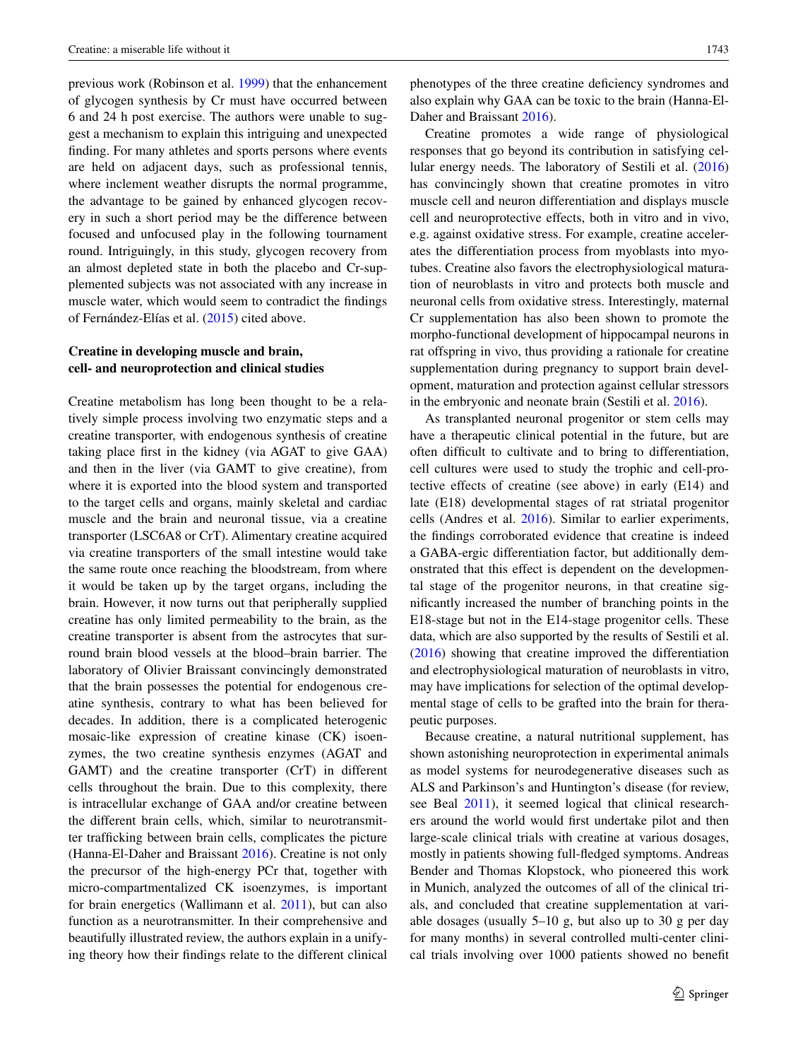previous work (Robinson et al. 1999) that the enhancement of glycogen synthesis by Cr must have occurred between 6 and 24 h post exercise. The authors were unable to suggest a mechanism to explain this intriguing and unexpected finding. For many athletes and sports persons where events are held on adjacent days, such as professional tennis, where inclement weather disrupts the normal programme, the advantage to be gained by enhanced glycogen recovery in such a short period may be the difference between focused and unfocused play in the following tournament round. Intriguingly, in this study, glycogen recovery from an almost depleted state in both the placebo and Cr-supplemented subjects was not associated with any increase in muscle water, which would seem to contradict the findings of Fernández-Elías et al. (2015) cited above.

## Creatine in developing muscle and brain, cell- and neuroprotection and clinical studies

Creatine metabolism has long been thought to be a relatively simple process involving two enzymatic steps and a creatine transporter, with endogenous synthesis of creatine taking place first in the kidney (via AGAT to give GAA) and then in the liver (via GAMT to give creatine), from where it is exported into the blood system and transported to the target cells and organs, mainly skeletal and cardiac muscle and the brain and neuronal tissue, via a creatine transporter (LSC6A8 or CrT). Alimentary creatine acquired via creatine transporters of the small intestine would take the same route once reaching the bloodstream, from where it would be taken up by the target organs, including the brain. However, it now turns out that peripherally supplied creatine has only limited permeability to the brain, as the creatine transporter is absent from the astrocytes that surround brain blood vessels at the blood–brain barrier. The laboratory of Olivier Braissant convincingly demonstrated that the brain possesses the potential for endogenous creatine synthesis, contrary to what has been believed for decades. In addition, there is a complicated heterogenic mosaic-like expression of creatine kinase (CK) isoenzymes, the two creatine synthesis enzymes (AGAT and GAMT) and the creatine transporter (CrT) in different cells throughout the brain. Due to this complexity, there is intracellular exchange of GAA and/or creatine between the different brain cells, which, similar to neurotransmitter trafficking between brain cells, complicates the picture (Hanna-El-Daher and Braissant 2016). Creatine is not only the precursor of the high-energy PCr that, together with micro-compartmentalized CK isoenzymes, is important for brain energetics (Wallimann et al. 2011), but can also function as a neurotransmitter. In their comprehensive and beautifully illustrated review, the authors explain in a unifying theory how their findings relate to the different clinical phenotypes of the three creatine deficiency syndromes and also explain why GAA can be toxic to the brain (Hanna-El-Daher and Braissant 2016).

Creatine promotes a wide range of physiological responses that go beyond its contribution in satisfying cellular energy needs. The laboratory of Sestili et al. (2016) has convincingly shown that creatine promotes in vitro muscle cell and neuron differentiation and displays muscle cell and neuroprotective effects, both in vitro and in vivo, e.g. against oxidative stress. For example, creatine accelerates the differentiation process from myoblasts into myotubes. Creatine also favors the electrophysiological maturation of neuroblasts in vitro and protects both muscle and neuronal cells from oxidative stress. Interestingly, maternal Cr supplementation has also been shown to promote the morpho-functional development of hippocampal neurons in rat offspring in vivo, thus providing a rationale for creatine supplementation during pregnancy to support brain development, maturation and protection against cellular stressors in the embryonic and neonate brain (Sestili et al. 2016).

As transplanted neuronal progenitor or stem cells may have a therapeutic clinical potential in the future, but are often difficult to cultivate and to bring to differentiation, cell cultures were used to study the trophic and cell-protective effects of creatine (see above) in early (E14) and late (E18) developmental stages of rat striatal progenitor cells (Andres et al. 2016). Similar to earlier experiments, the findings corroborated evidence that creatine is indeed a GABA-ergic differentiation factor, but additionally demonstrated that this effect is dependent on the developmental stage of the progenitor neurons, in that creatine significantly increased the number of branching points in the E18-stage but not in the E14-stage progenitor cells. These data, which are also supported by the results of Sestili et al. (2016) showing that creatine improved the differentiation and electrophysiological maturation of neuroblasts in vitro, may have implications for selection of the optimal developmental stage of cells to be grafted into the brain for therapeutic purposes.

Because creatine, a natural nutritional supplement, has shown astonishing neuroprotection in experimental animals as model systems for neurodegenerative diseases such as ALS and Parkinson's and Huntington's disease (for review, see Beal 2011), it seemed logical that clinical researchers around the world would first undertake pilot and then large-scale clinical trials with creatine at various dosages, mostly in patients showing full-fledged symptoms. Andreas Bender and Thomas Klopstock, who pioneered this work in Munich, analyzed the outcomes of all of the clinical trials, and concluded that creatine supplementation at variable dosages (usually 5–10 g, but also up to 30 g per day for many months) in several controlled multi-center clinical trials involving over 1000 patients showed no benefit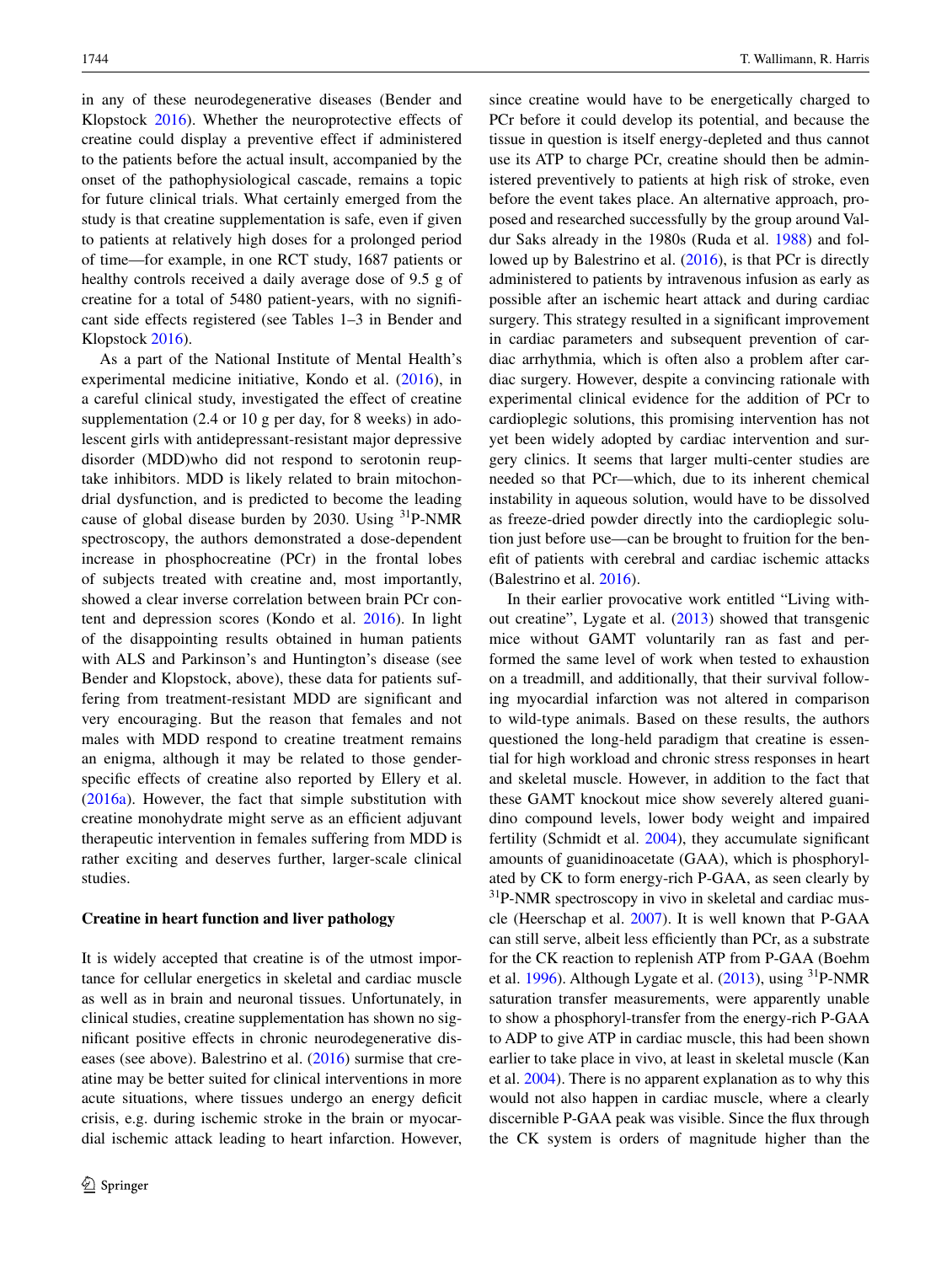in any of these neurodegenerative diseases (Bender and Klopstock 2016). Whether the neuroprotective effects of creatine could display a preventive effect if administered to the patients before the actual insult, accompanied by the onset of the pathophysiological cascade, remains a topic for future clinical trials. What certainly emerged from the study is that creatine supplementation is safe, even if given to patients at relatively high doses for a prolonged period of time—for example, in one RCT study, 1687 patients or healthy controls received a daily average dose of 9.5 g of creatine for a total of 5480 patient-years, with no significant side effects registered (see Tables 1–3 in Bender and Klopstock 2016).

As a part of the National Institute of Mental Health's experimental medicine initiative, Kondo et al. (2016), in a careful clinical study, investigated the effect of creatine supplementation (2.4 or 10 g per day, for 8 weeks) in adolescent girls with antidepressant-resistant major depressive disorder (MDD)who did not respond to serotonin reuptake inhibitors. MDD is likely related to brain mitochondrial dysfunction, and is predicted to become the leading cause of global disease burden by 2030. Using $^{31}$P-NMR spectroscopy, the authors demonstrated a dose-dependent increase in phosphocreatine (PCr) in the frontal lobes of subjects treated with creatine and, most importantly, showed a clear inverse correlation between brain PCr content and depression scores (Kondo et al. 2016). In light of the disappointing results obtained in human patients with ALS and Parkinson's and Huntington's disease (see Bender and Klopstock, above), these data for patients suffering from treatment-resistant MDD are significant and very encouraging. But the reason that females and not males with MDD respond to creatine treatment remains an enigma, although it may be related to those gender-specific effects of creatine also reported by Ellery et al. (2016a). However, the fact that simple substitution with creatine monohydrate might serve as an efficient adjuvant therapeutic intervention in females suffering from MDD is rather exciting and deserves further, larger-scale clinical studies.

## Creatine in heart function and liver pathology

It is widely accepted that creatine is of the utmost importance for cellular energetics in skeletal and cardiac muscle as well as in brain and neuronal tissues. Unfortunately, in clinical studies, creatine supplementation has shown no significant positive effects in chronic neurodegenerative diseases (see above). Balestrino et al. (2016) surmise that creatine may be better suited for clinical interventions in more acute situations, where tissues undergo an energy deficit crisis, e.g. during ischemic stroke in the brain or myocardial ischemic attack leading to heart infarction. However, since creatine would have to be energetically charged to PCr before it could develop its potential, and because the tissue in question is itself energy-depleted and thus cannot use its ATP to charge PCr, creatine should then be administered preventively to patients at high risk of stroke, even before the event takes place. An alternative approach, proposed and researched successfully by the group around Valdur Saks already in the 1980s (Ruda et al. 1988) and followed up by Balestrino et al. (2016), is that PCr is directly administered to patients by intravenous infusion as early as possible after an ischemic heart attack and during cardiac surgery. This strategy resulted in a significant improvement in cardiac parameters and subsequent prevention of cardiac arrhythmia, which is often also a problem after cardiac surgery. However, despite a convincing rationale with experimental clinical evidence for the addition of PCr to cardioplegic solutions, this promising intervention has not yet been widely adopted by cardiac intervention and surgery clinics. It seems that larger multi-center studies are needed so that PCr—which, due to its inherent chemical instability in aqueous solution, would have to be dissolved as freeze-dried powder directly into the cardioplegic solution just before use—can be brought to fruition for the benefit of patients with cerebral and cardiac ischemic attacks (Balestrino et al. 2016).

In their earlier provocative work entitled "Living without creatine", Lygate et al. (2013) showed that transgenic mice without GAMT voluntarily ran as fast and performed the same level of work when tested to exhaustion on a treadmill, and additionally, that their survival following myocardial infarction was not altered in comparison to wild-type animals. Based on these results, the authors questioned the long-held paradigm that creatine is essential for high workload and chronic stress responses in heart and skeletal muscle. However, in addition to the fact that these GAMT knockout mice show severely altered guanidino compound levels, lower body weight and impaired fertility (Schmidt et al. 2004), they accumulate significant amounts of guanidinoacetate (GAA), which is phosphorylated by CK to form energy-rich P-GAA, as seen clearly by $^{31}$P-NMR spectroscopy in vivo in skeletal and cardiac muscle (Heerschap et al. 2007). It is well known that P-GAA can still serve, albeit less efficiently than PCr, as a substrate for the CK reaction to replenish ATP from P-GAA (Boehm et al. 1996). Although Lygate et al. (2013), using $^{31}$P-NMR saturation transfer measurements, were apparently unable to show a phosphoryl-transfer from the energy-rich P-GAA to ADP to give ATP in cardiac muscle, this had been shown earlier to take place in vivo, at least in skeletal muscle (Kan et al. 2004). There is no apparent explanation as to why this would not also happen in cardiac muscle, where a clearly discernible P-GAA peak was visible. Since the flux through the CK system is orders of magnitude higher than the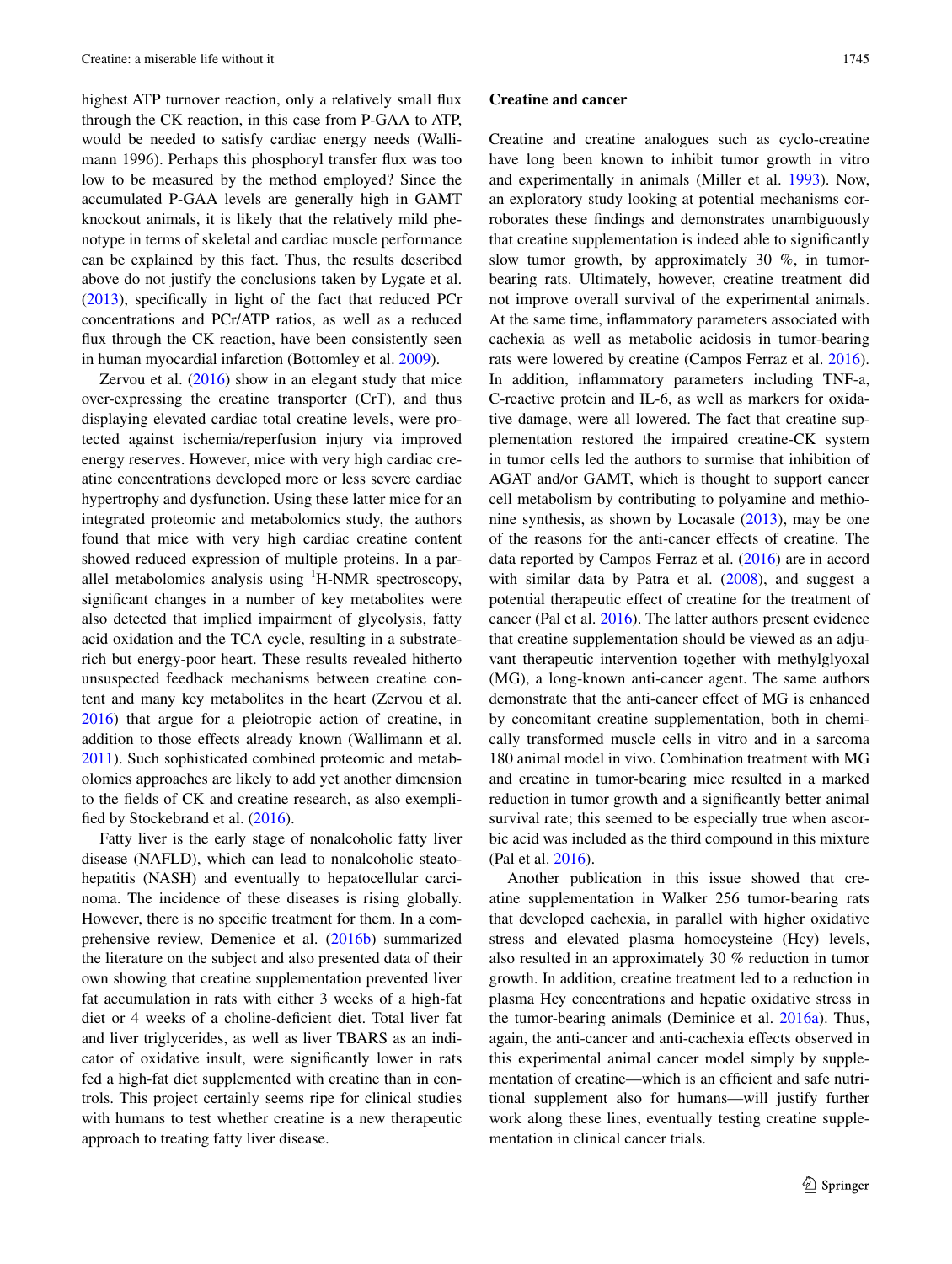highest ATP turnover reaction, only a relatively small flux through the CK reaction, in this case from P-GAA to ATP, would be needed to satisfy cardiac energy needs (Wallimann 1996). Perhaps this phosphoryl transfer flux was too low to be measured by the method employed? Since the accumulated P-GAA levels are generally high in GAMT knockout animals, it is likely that the relatively mild phenotype in terms of skeletal and cardiac muscle performance can be explained by this fact. Thus, the results described above do not justify the conclusions taken by Lygate et al. (2013), specifically in light of the fact that reduced PCr concentrations and PCr/ATP ratios, as well as a reduced flux through the CK reaction, have been consistently seen in human myocardial infarction (Bottomley et al. 2009).

Zervou et al. (2016) show in an elegant study that mice over-expressing the creatine transporter (CrT), and thus displaying elevated cardiac total creatine levels, were protected against ischemia/reperfusion injury via improved energy reserves. However, mice with very high cardiac creatine concentrations developed more or less severe cardiac hypertrophy and dysfunction. Using these latter mice for an integrated proteomic and metabolomics study, the authors found that mice with very high cardiac creatine content showed reduced expression of multiple proteins. In a parallel metabolomics analysis using $^{1}$H-NMR spectroscopy, significant changes in a number of key metabolites were also detected that implied impairment of glycolysis, fatty acid oxidation and the TCA cycle, resulting in a substrate-rich but energy-poor heart. These results revealed hitherto unsuspected feedback mechanisms between creatine content and many key metabolites in the heart (Zervou et al. 2016) that argue for a pleiotropic action of creatine, in addition to those effects already known (Wallimann et al. 2011). Such sophisticated combined proteomic and metabolomics approaches are likely to add yet another dimension to the fields of CK and creatine research, as also exemplified by Stockebrand et al. (2016).

Fatty liver is the early stage of nonalcoholic fatty liver disease (NAFLD), which can lead to nonalcoholic steatohepatitis (NASH) and eventually to hepatocellular carcinoma. The incidence of these diseases is rising globally. However, there is no specific treatment for them. In a comprehensive review, Demenice et al. (2016b) summarized the literature on the subject and also presented data of their own showing that creatine supplementation prevented liver fat accumulation in rats with either 3 weeks of a high-fat diet or 4 weeks of a choline-deficient diet. Total liver fat and liver triglycerides, as well as liver TBARS as an indicator of oxidative insult, were significantly lower in rats fed a high-fat diet supplemented with creatine than in controls. This project certainly seems ripe for clinical studies with humans to test whether creatine is a new therapeutic approach to treating fatty liver disease.

## Creatine and cancer

Creatine and creatine analogues such as cyclo-creatine have long been known to inhibit tumor growth in vitro and experimentally in animals (Miller et al. 1993). Now, an exploratory study looking at potential mechanisms corroborates these findings and demonstrates unambiguously that creatine supplementation is indeed able to significantly slow tumor growth, by approximately 30 %, in tumor-bearing rats. Ultimately, however, creatine treatment did not improve overall survival of the experimental animals. At the same time, inflammatory parameters associated with cachexia as well as metabolic acidosis in tumor-bearing rats were lowered by creatine (Campos Ferraz et al. 2016). In addition, inflammatory parameters including TNF-a, C-reactive protein and IL-6, as well as markers for oxidative damage, were all lowered. The fact that creatine supplementation restored the impaired creatine-CK system in tumor cells led the authors to surmise that inhibition of AGAT and/or GAMT, which is thought to support cancer cell metabolism by contributing to polyamine and methionine synthesis, as shown by Locasale (2013), may be one of the reasons for the anti-cancer effects of creatine. The data reported by Campos Ferraz et al. (2016) are in accord with similar data by Patra et al. (2008), and suggest a potential therapeutic effect of creatine for the treatment of cancer (Pal et al. 2016). The latter authors present evidence that creatine supplementation should be viewed as an adjuvant therapeutic intervention together with methylglyoxal (MG), a long-known anti-cancer agent. The same authors demonstrate that the anti-cancer effect of MG is enhanced by concomitant creatine supplementation, both in chemically transformed muscle cells in vitro and in a sarcoma 180 animal model in vivo. Combination treatment with MG and creatine in tumor-bearing mice resulted in a marked reduction in tumor growth and a significantly better animal survival rate; this seemed to be especially true when ascorbic acid was included as the third compound in this mixture (Pal et al. 2016).

Another publication in this issue showed that creatine supplementation in Walker 256 tumor-bearing rats that developed cachexia, in parallel with higher oxidative stress and elevated plasma homocysteine (Hcy) levels, also resulted in an approximately 30 % reduction in tumor growth. In addition, creatine treatment led to a reduction in plasma Hcy concentrations and hepatic oxidative stress in the tumor-bearing animals (Deminice et al. 2016a). Thus, again, the anti-cancer and anti-cachexia effects observed in this experimental animal cancer model simply by supplementation of creatine—which is an efficient and safe nutritional supplement also for humans—will justify further work along these lines, eventually testing creatine supplementation in clinical cancer trials.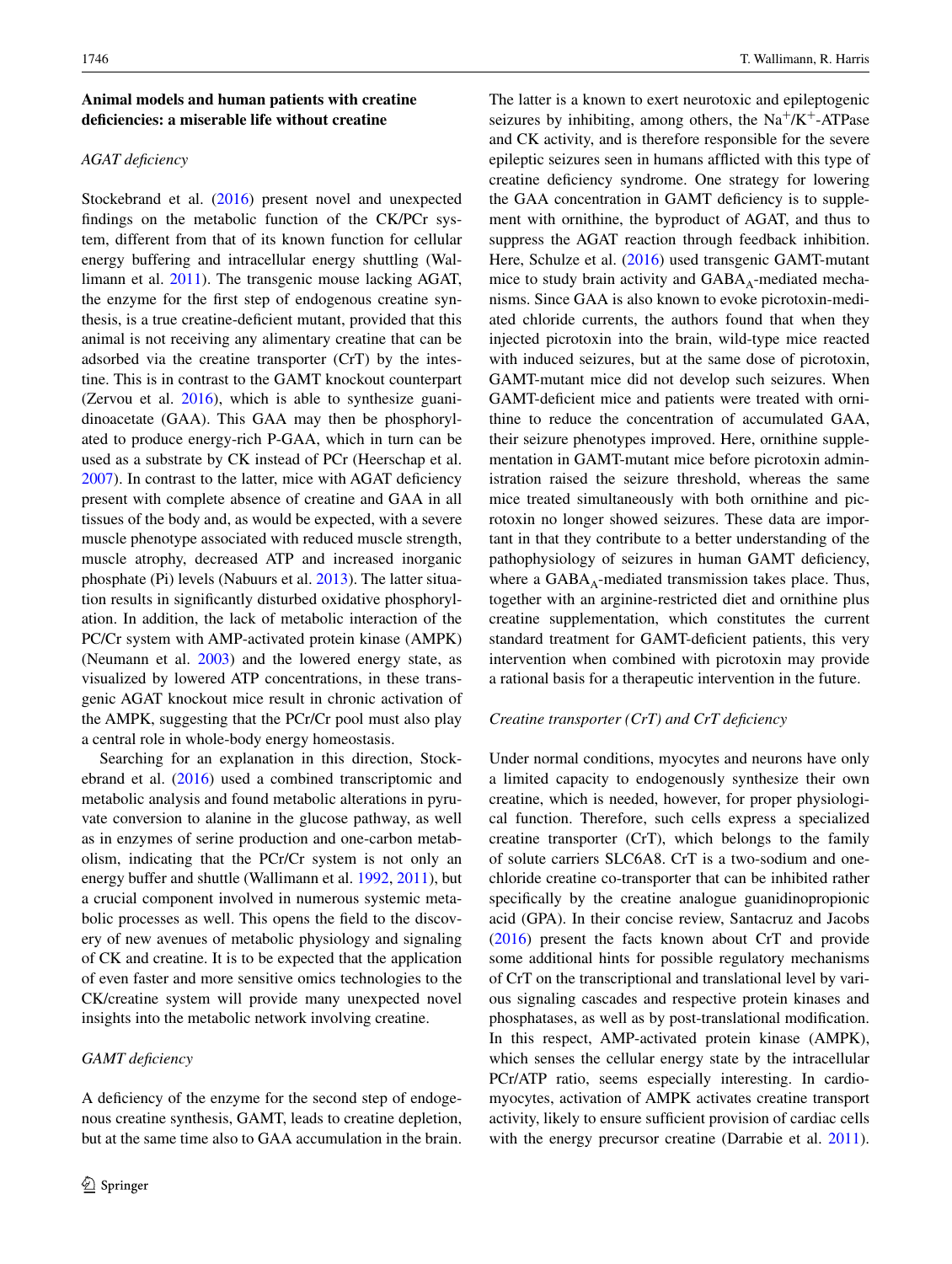### Animal models and human patients with creatine deficiencies: a miserable life without creatine

*AGAT deficiency*

Stockebrand et al. (2016) present novel and unexpected findings on the metabolic function of the CK/PCr system, different from that of its known function for cellular energy buffering and intracellular energy shuttling (Wallimann et al. 2011). The transgenic mouse lacking AGAT, the enzyme for the first step of endogenous creatine synthesis, is a true creatine-deficient mutant, provided that this animal is not receiving any alimentary creatine that can be adsorbed via the creatine transporter (CrT) by the intestine. This is in contrast to the GAMT knockout counterpart (Zervou et al. 2016), which is able to synthesize guanidinoacetate (GAA). This GAA may then be phosphorylated to produce energy-rich P-GAA, which in turn can be used as a substrate by CK instead of PCr (Heerschap et al. 2007). In contrast to the latter, mice with AGAT deficiency present with complete absence of creatine and GAA in all tissues of the body and, as would be expected, with a severe muscle phenotype associated with reduced muscle strength, muscle atrophy, decreased ATP and increased inorganic phosphate (Pi) levels (Nabuurs et al. 2013). The latter situation results in significantly disturbed oxidative phosphorylation. In addition, the lack of metabolic interaction of the PC/Cr system with AMP-activated protein kinase (AMPK) (Neumann et al. 2003) and the lowered energy state, as visualized by lowered ATP concentrations, in these transgenic AGAT knockout mice result in chronic activation of the AMPK, suggesting that the PCr/Cr pool must also play a central role in whole-body energy homeostasis.

Searching for an explanation in this direction, Stockebrand et al. (2016) used a combined transcriptomic and metabolic analysis and found metabolic alterations in pyruvate conversion to alanine in the glucose pathway, as well as in enzymes of serine production and one-carbon metabolism, indicating that the PCr/Cr system is not only an energy buffer and shuttle (Wallimann et al. 1992, 2011), but a crucial component involved in numerous systemic metabolic processes as well. This opens the field to the discovery of new avenues of metabolic physiology and signaling of CK and creatine. It is to be expected that the application of even faster and more sensitive omics technologies to the CK/creatine system will provide many unexpected novel insights into the metabolic network involving creatine.

*GAMT deficiency*

A deficiency of the enzyme for the second step of endogenous creatine synthesis, GAMT, leads to creatine depletion, but at the same time also to GAA accumulation in the brain. The latter is a known to exert neurotoxic and epileptogenic seizures by inhibiting, among others, the $Na^+/K^+$-ATPase and CK activity, and is therefore responsible for the severe epileptic seizures seen in humans afflicted with this type of creatine deficiency syndrome. One strategy for lowering the GAA concentration in GAMT deficiency is to supplement with ornithine, the byproduct of AGAT, and thus to suppress the AGAT reaction through feedback inhibition. Here, Schulze et al. (2016) used transgenic GAMT-mutant mice to study brain activity and $GABA_A$-mediated mechanisms. Since GAA is also known to evoke picrotoxin-mediated chloride currents, the authors found that when they injected picrotoxin into the brain, wild-type mice reacted with induced seizures, but at the same dose of picrotoxin, GAMT-mutant mice did not develop such seizures. When GAMT-deficient mice and patients were treated with ornithine to reduce the concentration of accumulated GAA, their seizure phenotypes improved. Here, ornithine supplementation in GAMT-mutant mice before picrotoxin administration raised the seizure threshold, whereas the same mice treated simultaneously with both ornithine and picrotoxin no longer showed seizures. These data are important in that they contribute to a better understanding of the pathophysiology of seizures in human GAMT deficiency, where a $GABA_A$-mediated transmission takes place. Thus, together with an arginine-restricted diet and ornithine plus creatine supplementation, which constitutes the current standard treatment for GAMT-deficient patients, this very intervention when combined with picrotoxin may provide a rational basis for a therapeutic intervention in the future.

*Creatine transporter (CrT) and CrT deficiency*

Under normal conditions, myocytes and neurons have only a limited capacity to endogenously synthesize their own creatine, which is needed, however, for proper physiological function. Therefore, such cells express a specialized creatine transporter (CrT), which belongs to the family of solute carriers SLC6A8. CrT is a two-sodium and one-chloride creatine co-transporter that can be inhibited rather specifically by the creatine analogue guanidinopropionic acid (GPA). In their concise review, Santacruz and Jacobs (2016) present the facts known about CrT and provide some additional hints for possible regulatory mechanisms of CrT on the transcriptional and translational level by various signaling cascades and respective protein kinases and phosphatases, as well as by post-translational modification. In this respect, AMP-activated protein kinase (AMPK), which senses the cellular energy state by the intracellular PCr/ATP ratio, seems especially interesting. In cardiomyocytes, activation of AMPK activates creatine transport activity, likely to ensure sufficient provision of cardiac cells with the energy precursor creatine (Darrabie et al. 2011).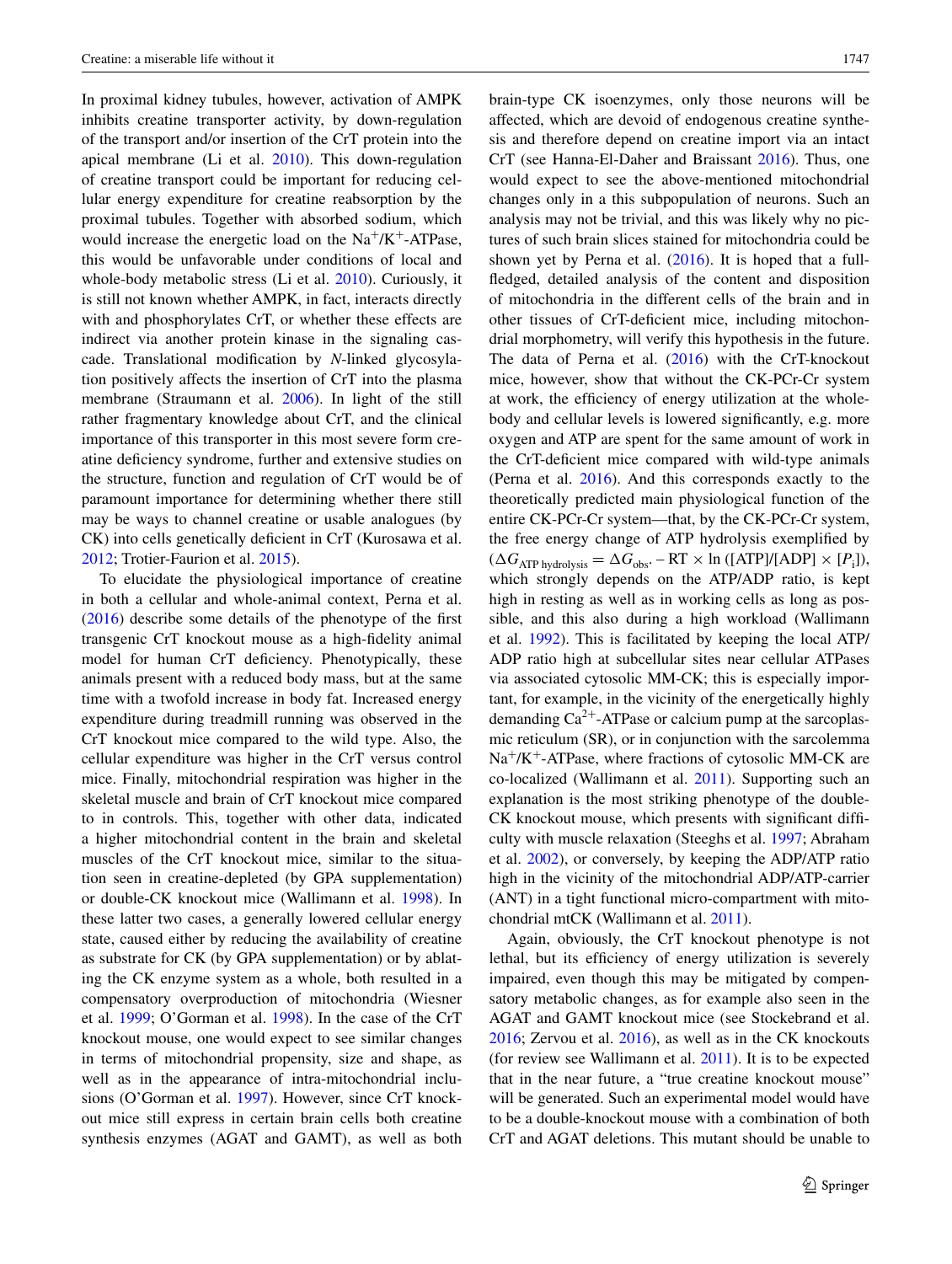In proximal kidney tubules, however, activation of AMPK inhibits creatine transporter activity, by down-regulation of the transport and/or insertion of the CrT protein into the apical membrane (Li et al. 2010). This down-regulation of creatine transport could be important for reducing cellular energy expenditure for creatine reabsorption by the proximal tubules. Together with absorbed sodium, which would increase the energetic load on the $Na^+/K^+$-ATPase, this would be unfavorable under conditions of local and whole-body metabolic stress (Li et al. 2010). Curiously, it is still not known whether AMPK, in fact, interacts directly with and phosphorylates CrT, or whether these effects are indirect via another protein kinase in the signaling cascade. Translational modification by *N*-linked glycosylation positively affects the insertion of CrT into the plasma membrane (Straumann et al. 2006). In light of the still rather fragmentary knowledge about CrT, and the clinical importance of this transporter in this most severe form creatine deficiency syndrome, further and extensive studies on the structure, function and regulation of CrT would be of paramount importance for determining whether there still may be ways to channel creatine or usable analogues (by CK) into cells genetically deficient in CrT (Kurosawa et al. 2012; Trotier-Faurion et al. 2015).

To elucidate the physiological importance of creatine in both a cellular and whole-animal context, Perna et al. (2016) describe some details of the phenotype of the first transgenic CrT knockout mouse as a high-fidelity animal model for human CrT deficiency. Phenotypically, these animals present with a reduced body mass, but at the same time with a twofold increase in body fat. Increased energy expenditure during treadmill running was observed in the CrT knockout mice compared to the wild type. Also, the cellular expenditure was higher in the CrT versus control mice. Finally, mitochondrial respiration was higher in the skeletal muscle and brain of CrT knockout mice compared to in controls. This, together with other data, indicated a higher mitochondrial content in the brain and skeletal muscles of the CrT knockout mice, similar to the situation seen in creatine-depleted (by GPA supplementation) or double-CK knockout mice (Wallimann et al. 1998). In these latter two cases, a generally lowered cellular energy state, caused either by reducing the availability of creatine as substrate for CK (by GPA supplementation) or by ablating the CK enzyme system as a whole, both resulted in a compensatory overproduction of mitochondria (Wiesner et al. 1999; O'Gorman et al. 1998). In the case of the CrT knockout mouse, one would expect to see similar changes in terms of mitochondrial propensity, size and shape, as well as in the appearance of intra-mitochondrial inclusions (O'Gorman et al. 1997). However, since CrT knockout mice still express in certain brain cells both creatine synthesis enzymes (AGAT and GAMT), as well as both brain-type CK isoenzymes, only those neurons will be affected, which are devoid of endogenous creatine synthesis and therefore depend on creatine import via an intact CrT (see Hanna-El-Daher and Braissant 2016). Thus, one would expect to see the above-mentioned mitochondrial changes only in a this subpopulation of neurons. Such an analysis may not be trivial, and this was likely why no pictures of such brain slices stained for mitochondria could be shown yet by Perna et al. (2016). It is hoped that a full-fledged, detailed analysis of the content and disposition of mitochondria in the different cells of the brain and in other tissues of CrT-deficient mice, including mitochondrial morphometry, will verify this hypothesis in the future. The data of Perna et al. (2016) with the CrT-knockout mice, however, show that without the CK-PCr-Cr system at work, the efficiency of energy utilization at the whole-body and cellular levels is lowered significantly, e.g. more oxygen and ATP are spent for the same amount of work in the CrT-deficient mice compared with wild-type animals (Perna et al. 2016). And this corresponds exactly to the theoretically predicted main physiological function of the entire CK-PCr-Cr system—that, by the CK-PCr-Cr system, the free energy change of ATP hydrolysis exemplified by ($\Delta G_{\text{ATP hydrolysis}} = \Delta G_{\text{obs}'} - RT \times \ln([ATP]/[ADP] \times [P_i])$, which strongly depends on the ATP/ADP ratio, is kept high in resting as well as in working cells as long as possible, and this also during a high workload (Wallimann et al. 1992). This is facilitated by keeping the local ATP/ADP ratio high at subcellular sites near cellular ATPases via associated cytosolic MM-CK; this is especially important, for example, in the vicinity of the energetically highly demanding $Ca^{2+}$-ATPase or calcium pump at the sarcoplasmic reticulum (SR), or in conjunction with the sarcolemma $Na^+/K^+$-ATPase, where fractions of cytosolic MM-CK are co-localized (Wallimann et al. 2011). Supporting such an explanation is the most striking phenotype of the double-CK knockout mouse, which presents with significant difficulty with muscle relaxation (Steeghs et al. 1997; Abraham et al. 2002), or conversely, by keeping the ADP/ATP ratio high in the vicinity of the mitochondrial ADP/ATP-carrier (ANT) in a tight functional micro-compartment with mitochondrial mtCK (Wallimann et al. 2011).

Again, obviously, the CrT knockout phenotype is not lethal, but its efficiency of energy utilization is severely impaired, even though this may be mitigated by compensatory metabolic changes, as for example also seen in the AGAT and GAMT knockout mice (see Stockebrand et al. 2016; Zervou et al. 2016), as well as in the CK knockouts (for review see Wallimann et al. 2011). It is to be expected that in the near future, a "true creatine knockout mouse" will be generated. Such an experimental model would have to be a double-knockout mouse with a combination of both CrT and AGAT deletions. This mutant should be unable to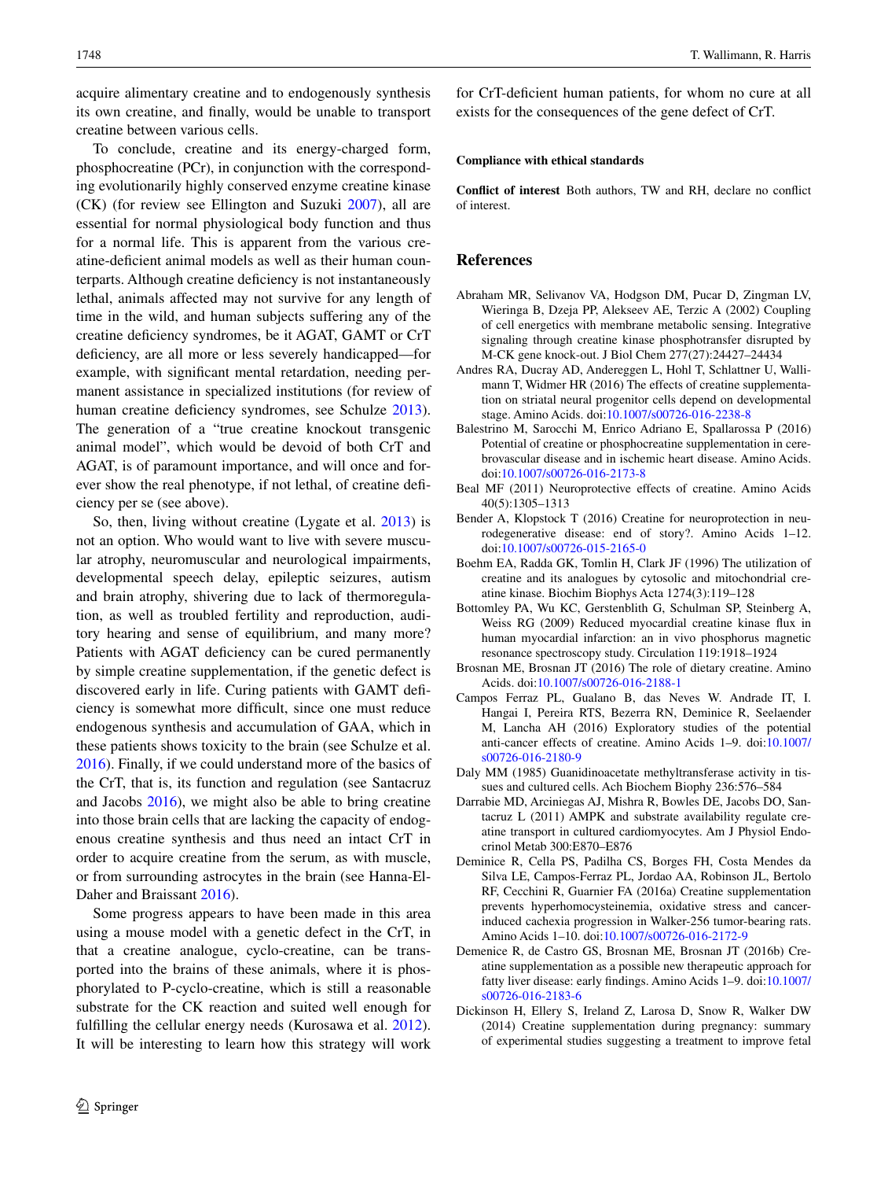acquire alimentary creatine and to endogenously synthesis its own creatine, and finally, would be unable to transport creatine between various cells.

To conclude, creatine and its energy-charged form, phosphocreatine (PCr), in conjunction with the corresponding evolutionarily highly conserved enzyme creatine kinase (CK) (for review see Ellington and Suzuki 2007), all are essential for normal physiological body function and thus for a normal life. This is apparent from the various creatine-deficient animal models as well as their human counterparts. Although creatine deficiency is not instantaneously lethal, animals affected may not survive for any length of time in the wild, and human subjects suffering any of the creatine deficiency syndromes, be it AGAT, GAMT or CrT deficiency, are all more or less severely handicapped—for example, with significant mental retardation, needing permanent assistance in specialized institutions (for review of human creatine deficiency syndromes, see Schulze 2013). The generation of a "true creatine knockout transgenic animal model", which would be devoid of both CrT and AGAT, is of paramount importance, and will once and forever show the real phenotype, if not lethal, of creatine deficiency per se (see above).

So, then, living without creatine (Lygate et al. 2013) is not an option. Who would want to live with severe muscular atrophy, neuromuscular and neurological impairments, developmental speech delay, epileptic seizures, autism and brain atrophy, shivering due to lack of thermoregulation, as well as troubled fertility and reproduction, auditory hearing and sense of equilibrium, and many more? Patients with AGAT deficiency can be cured permanently by simple creatine supplementation, if the genetic defect is discovered early in life. Curing patients with GAMT deficiency is somewhat more difficult, since one must reduce endogenous synthesis and accumulation of GAA, which in these patients shows toxicity to the brain (see Schulze et al. 2016). Finally, if we could understand more of the basics of the CrT, that is, its function and regulation (see Santacruz and Jacobs 2016), we might also be able to bring creatine into those brain cells that are lacking the capacity of endogenous creatine synthesis and thus need an intact CrT in order to acquire creatine from the serum, as with muscle, or from surrounding astrocytes in the brain (see Hanna-El-Daher and Braissant 2016).

Some progress appears to have been made in this area using a mouse model with a genetic defect in the CrT, in that a creatine analogue, cyclo-creatine, can be transported into the brains of these animals, where it is phosphorylated to P-cyclo-creatine, which is still a reasonable substrate for the CK reaction and suited well enough for fulfilling the cellular energy needs (Kurosawa et al. 2012). It will be interesting to learn how this strategy will work for CrT-deficient human patients, for whom no cure at all exists for the consequences of the gene defect of CrT.

**Compliance with ethical standards**

**Conflict of interest** Both authors, TW and RH, declare no conflict of interest.

## References

Abraham MR, Selivanov VA, Hodgson DM, Pucar D, Zingman LV, Wieringa B, Dzeja PP, Alekseev AE, Terzic A (2002) Coupling of cell energetics with membrane metabolic sensing. Integrative signaling through creatine kinase phosphotransfer disrupted by M-CK gene knock-out. J Biol Chem 277(27):24427–24434

Andres RA, Ducray AD, Andereggen L, Hohl T, Schlattner U, Wallimann T, Widmer HR (2016) The effects of creatine supplementation on striatal neural progenitor cells depend on developmental stage. Amino Acids. doi:10.1007/s00726-016-2238-8

Balestrino M, Sarocchi M, Enrico Adriano E, Spallarossa P (2016) Potential of creatine or phosphocreatine supplementation in cerebrovascular disease and in ischemic heart disease. Amino Acids. doi:10.1007/s00726-016-2173-8

Beal MF (2011) Neuroprotective effects of creatine. Amino Acids 40(5):1305–1313

Bender A, Klopstock T (2016) Creatine for neuroprotection in neurodegenerative disease: end of story?. Amino Acids 1–12. doi:10.1007/s00726-015-2165-0

Boehm EA, Radda GK, Tomlin H, Clark JF (1996) The utilization of creatine and its analogues by cytosolic and mitochondrial creatine kinase. Biochim Biophys Acta 1274(3):119–128

Bottomley PA, Wu KC, Gerstenblith G, Schulman SP, Steinberg A, Weiss RG (2009) Reduced myocardial creatine kinase flux in human myocardial infarction: an in vivo phosphorus magnetic resonance spectroscopy study. Circulation 119:1918–1924

Brosnan ME, Brosnan JT (2016) The role of dietary creatine. Amino Acids. doi:10.1007/s00726-016-2188-1

Campos Ferraz PL, Gualano B, das Neves W. Andrade IT, I. Hangai I, Pereira RTS, Bezerra RN, Deminice R, Seelaender M, Lancha AH (2016) Exploratory studies of the potential anti-cancer effects of creatine. Amino Acids 1–9. doi:10.1007/s00726-016-2180-9

Daly MM (1985) Guanidinoacetate methyltransferase activity in tissues and cultured cells. Ach Biochem Biophy 236:576–584

Darrabie MD, Arciniegas AJ, Mishra R, Bowles DE, Jacobs DO, Santacruz L (2011) AMPK and substrate availability regulate creatine transport in cultured cardiomyocytes. Am J Physiol Endocrinol Metab 300:E870–E876

Deminice R, Cella PS, Padilha CS, Borges FH, Costa Mendes da Silva LE, Campos-Ferraz PL, Jordao AA, Robinson JL, Bertolo RF, Cecchini R, Guarnier FA (2016a) Creatine supplementation prevents hyperhomocysteinemia, oxidative stress and cancer-induced cachexia progression in Walker-256 tumor-bearing rats. Amino Acids 1–10. doi:10.1007/s00726-016-2172-9

Demenice R, de Castro GS, Brosnan ME, Brosnan JT (2016b) Creatine supplementation as a possible new therapeutic approach for fatty liver disease: early findings. Amino Acids 1–9. doi:10.1007/s00726-016-2183-6

Dickinson H, Ellery S, Ireland Z, Larosa D, Snow R, Walker DW (2014) Creatine supplementation during pregnancy: summary of experimental studies suggesting a treatment to improve fetal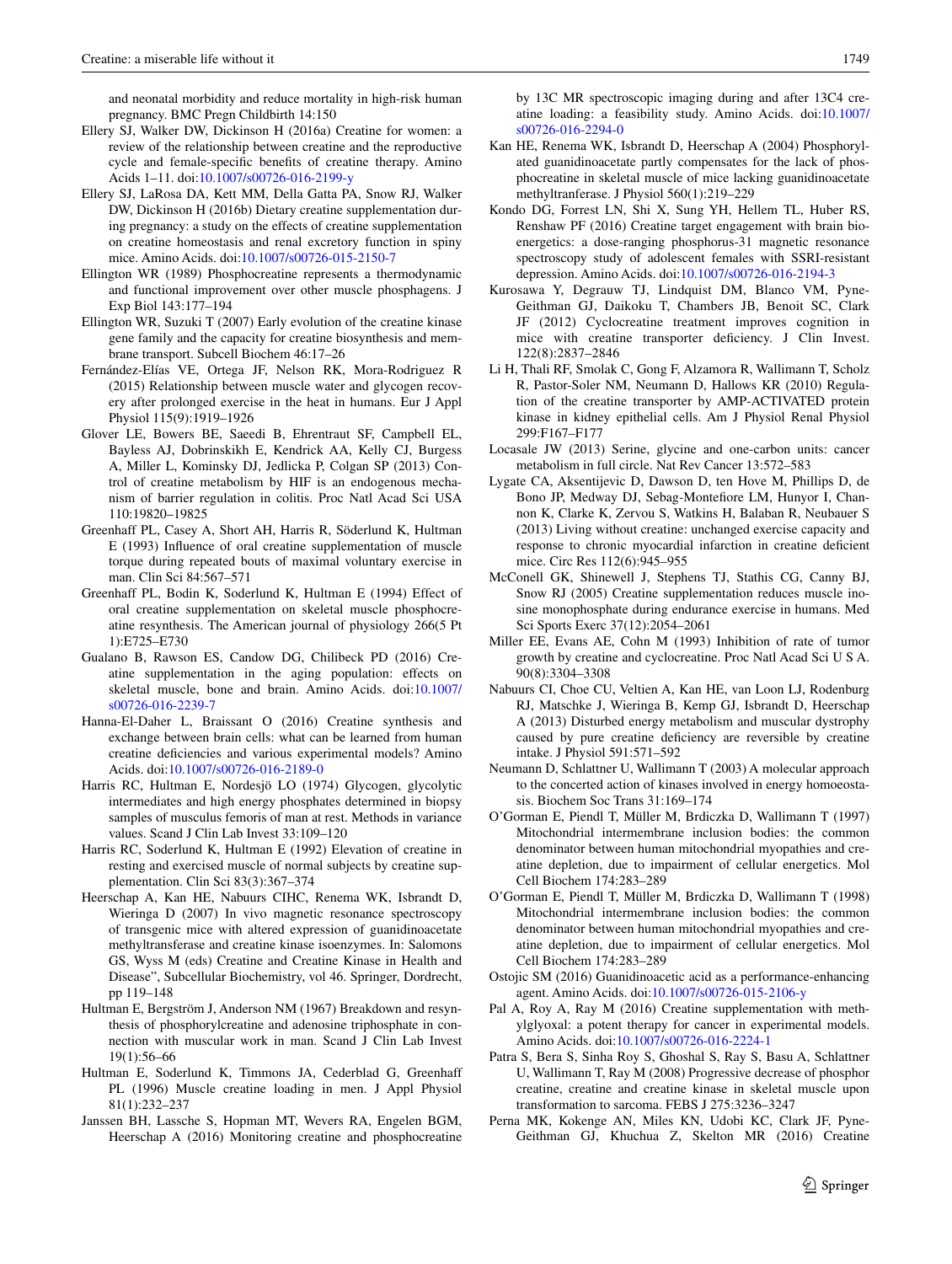and neonatal morbidity and reduce mortality in high-risk human pregnancy. BMC Pregn Childbirth 14:150

Ellery SJ, Walker DW, Dickinson H (2016a) Creatine for women: a review of the relationship between creatine and the reproductive cycle and female-specific benefits of creatine therapy. Amino Acids 1–11. doi:10.1007/s00726-016-2199-y

Ellery SJ, LaRosa DA, Kett MM, Della Gatta PA, Snow RJ, Walker DW, Dickinson H (2016b) Dietary creatine supplementation during pregnancy: a study on the effects of creatine supplementation on creatine homeostasis and renal excretory function in spiny mice. Amino Acids. doi:10.1007/s00726-015-2150-7

Ellington WR (1989) Phosphocreatine represents a thermodynamic and functional improvement over other muscle phosphagens. J Exp Biol 143:177–194

Ellington WR, Suzuki T (2007) Early evolution of the creatine kinase gene family and the capacity for creatine biosynthesis and membrane transport. Subcell Biochem 46:17–26

Fernández-Elías VE, Ortega JF, Nelson RK, Mora-Rodriguez R (2015) Relationship between muscle water and glycogen recovery after prolonged exercise in the heat in humans. Eur J Appl Physiol 115(9):1919–1926

Glover LE, Bowers BE, Saeedi B, Ehrentraut SF, Campbell EL, Bayless AJ, Dobrinskikh E, Kendrick AA, Kelly CJ, Burgess A, Miller L, Kominsky DJ, Jedlicka P, Colgan SP (2013) Control of creatine metabolism by HIF is an endogenous mechanism of barrier regulation in colitis. Proc Natl Acad Sci USA 110:19820–19825

Greenhaff PL, Casey A, Short AH, Harris R, Söderlund K, Hultman E (1993) Influence of oral creatine supplementation of muscle torque during repeated bouts of maximal voluntary exercise in man. Clin Sci 84:567–571

Greenhaff PL, Bodin K, Soderlund K, Hultman E (1994) Effect of oral creatine supplementation on skeletal muscle phosphocreatine resynthesis. The American journal of physiology 266(5 Pt 1):E725–E730

Gualano B, Rawson ES, Candow DG, Chilibeck PD (2016) Creatine supplementation in the aging population: effects on skeletal muscle, bone and brain. Amino Acids. doi:10.1007/s00726-016-2239-7

Hanna-El-Daher L, Braissant O (2016) Creatine synthesis and exchange between brain cells: what can be learned from human creatine deficiencies and various experimental models? Amino Acids. doi:10.1007/s00726-016-2189-0

Harris RC, Hultman E, Nordesjö LO (1974) Glycogen, glycolytic intermediates and high energy phosphates determined in biopsy samples of musculus femoris of man at rest. Methods in variance values. Scand J Clin Lab Invest 33:109–120

Harris RC, Soderlund K, Hultman E (1992) Elevation of creatine in resting and exercised muscle of normal subjects by creatine supplementation. Clin Sci 83(3):367–374

Heerschap A, Kan HE, Nabuurs CIHC, Renema WK, Isbrandt D, Wieringa D (2007) In vivo magnetic resonance spectroscopy of transgenic mice with altered expression of guanidinoacetate methyltransferase and creatine kinase isoenzymes. In: Salomons GS, Wyss M (eds) Creatine and Creatine Kinase in Health and Disease", Subcellular Biochemistry, vol 46. Springer, Dordrecht, pp 119–148

Hultman E, Bergström J, Anderson NM (1967) Breakdown and resynthesis of phosphorylcreatine and adenosine triphosphate in connection with muscular work in man. Scand J Clin Lab Invest 19(1):56–66

Hultman E, Soderlund K, Timmons JA, Cederblad G, Greenhaff PL (1996) Muscle creatine loading in men. J Appl Physiol 81(1):232–237

Janssen BH, Lassche S, Hopman MT, Wevers RA, Engelen BGM, Heerschap A (2016) Monitoring creatine and phosphocreatine by 13C MR spectroscopic imaging during and after 13C4 creatine loading: a feasibility study. Amino Acids. doi:10.1007/s00726-016-2294-0

Kan HE, Renema WK, Isbrandt D, Heerschap A (2004) Phosphorylated guanidinoacetate partly compensates for the lack of phosphocreatine in skeletal muscle of mice lacking guanidinoacetate methyltranferase. J Physiol 560(1):219–229

Kondo DG, Forrest LN, Shi X, Sung YH, Hellem TL, Huber RS, Renshaw PF (2016) Creatine target engagement with brain bioenergetics: a dose-ranging phosphorus-31 magnetic resonance spectroscopy study of adolescent females with SSRI-resistant depression. Amino Acids. doi:10.1007/s00726-016-2194-3

Kurosawa Y, Degrauw TJ, Lindquist DM, Blanco VM, Pyne-Geithman GJ, Daikoku T, Chambers JB, Benoit SC, Clark JF (2012) Cyclocreatine treatment improves cognition in mice with creatine transporter deficiency. J Clin Invest. 122(8):2837–2846

Li H, Thali RF, Smolak C, Gong F, Alzamora R, Wallimann T, Scholz R, Pastor-Soler NM, Neumann D, Hallows KR (2010) Regulation of the creatine transporter by AMP-ACTIVATED protein kinase in kidney epithelial cells. Am J Physiol Renal Physiol 299:F167–F177

Locasale JW (2013) Serine, glycine and one-carbon units: cancer metabolism in full circle. Nat Rev Cancer 13:572–583

Lygate CA, Aksentijevic D, Dawson D, ten Hove M, Phillips D, de Bono JP, Medway DJ, Sebag-Montefiore LM, Hunyor I, Channon K, Clarke K, Zervou S, Watkins H, Balaban R, Neubauer S (2013) Living without creatine: unchanged exercise capacity and response to chronic myocardial infarction in creatine deficient mice. Circ Res 112(6):945–955

McConell GK, Shinewell J, Stephens TJ, Stathis CG, Canny BJ, Snow RJ (2005) Creatine supplementation reduces muscle inosine monophosphate during endurance exercise in humans. Med Sci Sports Exerc 37(12):2054–2061

Miller EE, Evans AE, Cohn M (1993) Inhibition of rate of tumor growth by creatine and cyclocreatine. Proc Natl Acad Sci U S A. 90(8):3304–3308

Nabuurs CI, Choe CU, Veltien A, Kan HE, van Loon LJ, Rodenburg RJ, Matschke J, Wieringa B, Kemp GJ, Isbrandt D, Heerschap A (2013) Disturbed energy metabolism and muscular dystrophy caused by pure creatine deficiency are reversible by creatine intake. J Physiol 591:571–592

Neumann D, Schlattner U, Wallimann T (2003) A molecular approach to the concerted action of kinases involved in energy homoeostasis. Biochem Soc Trans 31:169–174

O'Gorman E, Piendl T, Müller M, Brdiczka D, Wallimann T (1997) Mitochondrial intermembrane inclusion bodies: the common denominator between human mitochondrial myopathies and creatine depletion, due to impairment of cellular energetics. Mol Cell Biochem 174:283–289

O'Gorman E, Piendl T, Müller M, Brdiczka D, Wallimann T (1998) Mitochondrial intermembrane inclusion bodies: the common denominator between human mitochondrial myopathies and creatine depletion, due to impairment of cellular energetics. Mol Cell Biochem 174:283–289

Ostojic SM (2016) Guanidinoacetic acid as a performance-enhancing agent. Amino Acids. doi:10.1007/s00726-015-2106-y

Pal A, Roy A, Ray M (2016) Creatine supplementation with methylglyoxal: a potent therapy for cancer in experimental models. Amino Acids. doi:10.1007/s00726-016-2224-1

Patra S, Bera S, Sinha Roy S, Ghoshal S, Ray S, Basu A, Schlattner U, Wallimann T, Ray M (2008) Progressive decrease of phosphor creatine, creatine and creatine kinase in skeletal muscle upon transformation to sarcoma. FEBS J 275:3236–3247

Perna MK, Kokenge AN, Miles KN, Udobi KC, Clark JF, Pyne-Geithman GJ, Khuchua Z, Skelton MR (2016) Creatine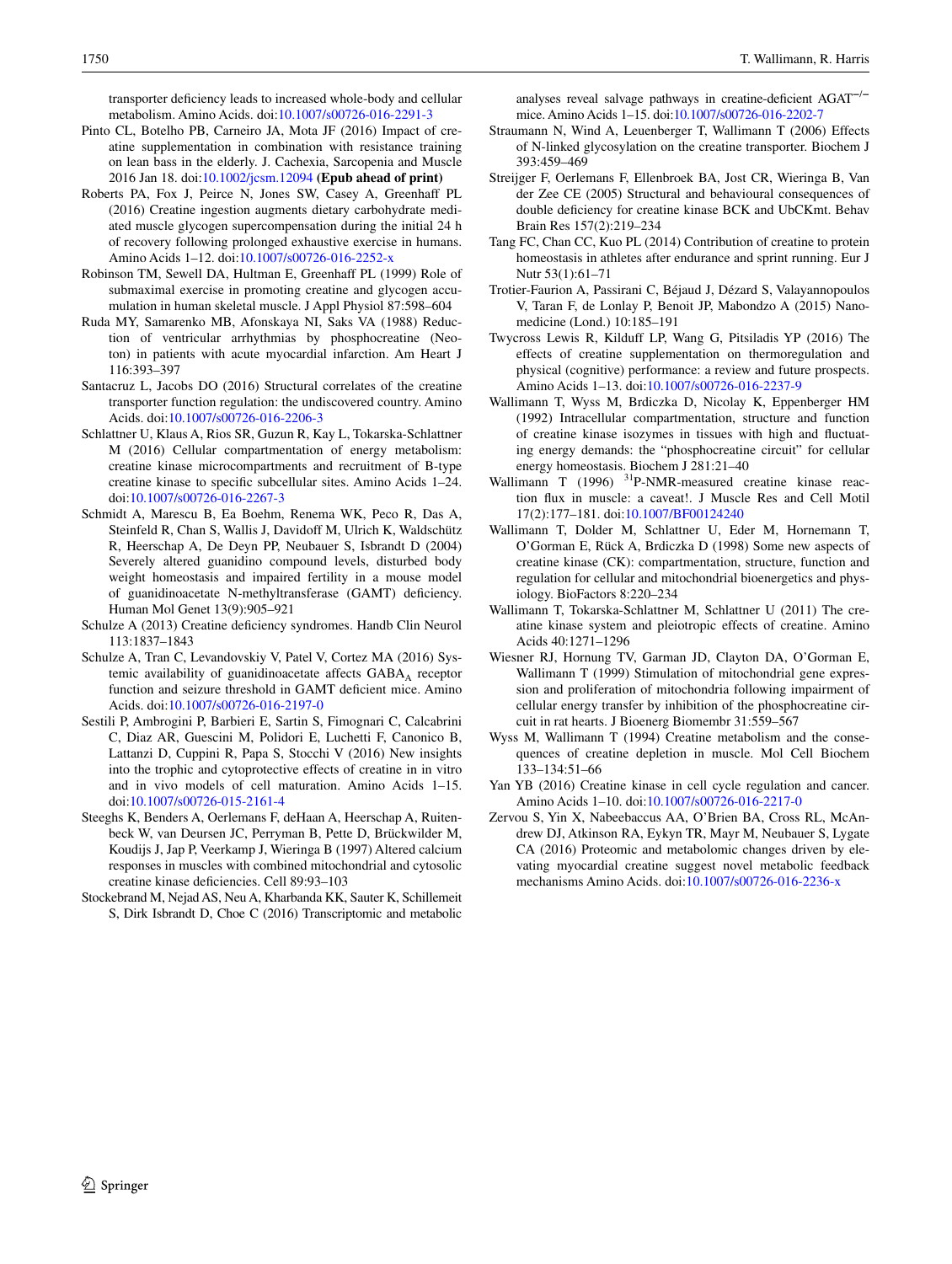transporter deficiency leads to increased whole-body and cellular metabolism. Amino Acids. doi:10.1007/s00726-016-2291-3

Pinto CL, Botelho PB, Carneiro JA, Mota JF (2016) Impact of creatine supplementation in combination with resistance training on lean bass in the elderly. J. Cachexia, Sarcopenia and Muscle 2016 Jan 18. doi:10.1002/jcsm.12094 **(Epub ahead of print)**

Roberts PA, Fox J, Peirce N, Jones SW, Casey A, Greenhaff PL (2016) Creatine ingestion augments dietary carbohydrate mediated muscle glycogen supercompensation during the initial 24 h of recovery following prolonged exhaustive exercise in humans. Amino Acids 1–12. doi:10.1007/s00726-016-2252-x

Robinson TM, Sewell DA, Hultman E, Greenhaff PL (1999) Role of submaximal exercise in promoting creatine and glycogen accumulation in human skeletal muscle. J Appl Physiol 87:598–604

Ruda MY, Samarenko MB, Afonskaya NI, Saks VA (1988) Reduction of ventricular arrhythmias by phosphocreatine (Neoton) in patients with acute myocardial infarction. Am Heart J 116:393–397

Santacruz L, Jacobs DO (2016) Structural correlates of the creatine transporter function regulation: the undiscovered country. Amino Acids. doi:10.1007/s00726-016-2206-3

Schlattner U, Klaus A, Rios SR, Guzun R, Kay L, Tokarska-Schlattner M (2016) Cellular compartmentation of energy metabolism: creatine kinase microcompartments and recruitment of B-type creatine kinase to specific subcellular sites. Amino Acids 1–24. doi:10.1007/s00726-016-2267-3

Schmidt A, Marescu B, Ea Boehm, Renema WK, Peco R, Das A, Steinfeld R, Chan S, Wallis J, Davidoff M, Ulrich K, Waldschütz R, Heerschap A, De Deyn PP, Neubauer S, Isbrandt D (2004) Severely altered guanidino compound levels, disturbed body weight homeostasis and impaired fertility in a mouse model of guanidinoacetate N-methyltransferase (GAMT) deficiency. Human Mol Genet 13(9):905–921

Schulze A (2013) Creatine deficiency syndromes. Handb Clin Neurol 113:1837–1843

Schulze A, Tran C, Levandovskiy V, Patel V, Cortez MA (2016) Systemic availability of guanidinoacetate affects $GABA_A$ receptor function and seizure threshold in GAMT deficient mice. Amino Acids. doi:10.1007/s00726-016-2197-0

Sestili P, Ambrogini P, Barbieri E, Sartin S, Fimognari C, Calcabrini C, Diaz AR, Guescini M, Polidori E, Luchetti F, Canonico B, Lattanzi D, Cuppini R, Papa S, Stocchi V (2016) New insights into the trophic and cytoprotective effects of creatine in in vitro and in vivo models of cell maturation. Amino Acids 1–15. doi:10.1007/s00726-015-2161-4

Steeghs K, Benders A, Oerlemans F, deHaan A, Heerschap A, Ruitenbeck W, van Deursen JC, Perryman B, Pette D, Brückwilder M, Koudijs J, Jap P, Veerkamp J, Wieringa B (1997) Altered calcium responses in muscles with combined mitochondrial and cytosolic creatine kinase deficiencies. Cell 89:93–103

Stockebrand M, Nejad AS, Neu A, Kharbanda KK, Sauter K, Schillemeit S, Dirk Isbrandt D, Choe C (2016) Transcriptomic and metabolic analyses reveal salvage pathways in creatine-deficient $AGAT^{-/-}$ mice. Amino Acids 1–15. doi:10.1007/s00726-016-2202-7

Straumann N, Wind A, Leuenberger T, Wallimann T (2006) Effects of N-linked glycosylation on the creatine transporter. Biochem J 393:459–469

Streijger F, Oerlemans F, Ellenbroek BA, Jost CR, Wieringa B, Van der Zee CE (2005) Structural and behavioural consequences of double deficiency for creatine kinase BCK and UbCKmt. Behav Brain Res 157(2):219–234

Tang FC, Chan CC, Kuo PL (2014) Contribution of creatine to protein homeostasis in athletes after endurance and sprint running. Eur J Nutr 53(1):61–71

Trotier-Faurion A, Passirani C, Béjaud J, Dézard S, Valayannopoulos V, Taran F, de Lonlay P, Benoit JP, Mabondzo A (2015) Nanomedicine (Lond.) 10:185–191

Twycross Lewis R, Kilduff LP, Wang G, Pitsiladis YP (2016) The effects of creatine supplementation on thermoregulation and physical (cognitive) performance: a review and future prospects. Amino Acids 1–13. doi:10.1007/s00726-016-2237-9

Wallimann T, Wyss M, Brdiczka D, Nicolay K, Eppenberger HM (1992) Intracellular compartmentation, structure and function of creatine kinase isozymes in tissues with high and fluctuating energy demands: the "phosphocreatine circuit" for cellular energy homeostasis. Biochem J 281:21–40

Wallimann T (1996) $^{31}$P-NMR-measured creatine kinase reaction flux in muscle: a caveat!. J Muscle Res and Cell Motil 17(2):177–181. doi:10.1007/BF00124240

Wallimann T, Dolder M, Schlattner U, Eder M, Hornemann T, O'Gorman E, Rück A, Brdiczka D (1998) Some new aspects of creatine kinase (CK): compartmentation, structure, function and regulation for cellular and mitochondrial bioenergetics and physiology. BioFactors 8:220–234

Wallimann T, Tokarska-Schlattner M, Schlattner U (2011) The creatine kinase system and pleiotropic effects of creatine. Amino Acids 40:1271–1296

Wiesner RJ, Hornung TV, Garman JD, Clayton DA, O'Gorman E, Wallimann T (1999) Stimulation of mitochondrial gene expression and proliferation of mitochondria following impairment of cellular energy transfer by inhibition of the phosphocreatine circuit in rat hearts. J Bioeneg Biomembr 31:559–567

Wyss M, Wallimann T (1994) Creatine metabolism and the consequences of creatine depletion in muscle. Mol Cell Biochem 133–134:51–66

Yan YB (2016) Creatine kinase in cell cycle regulation and cancer. Amino Acids 1–10. doi:10.1007/s00726-016-2217-0

Zervou S, Yin X, Nabeebaccus AA, O'Brien BA, Cross RL, McAndrew DJ, Atkinson RA, Eykyn TR, Mayr M, Neubauer S, Lygate CA (2016) Proteomic and metabolomic changes driven by elevating myocardial creatine suggest novel metabolic feedback mechanisms Amino Acids. doi:10.1007/s00726-016-2236-x